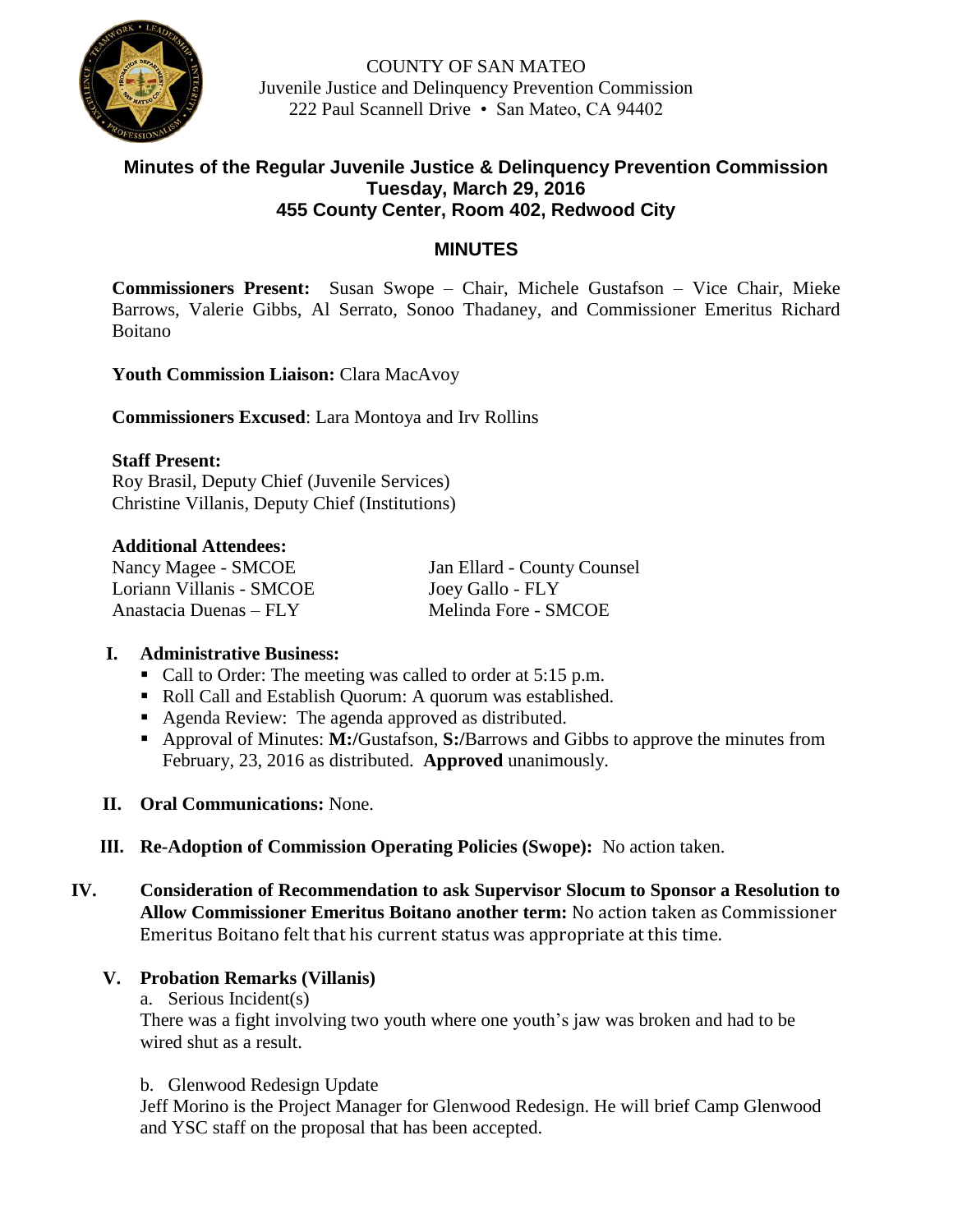COUNTY OF SAN MATEO
Juvenile Justice and Delinquency Prevention Commission
222 Paul Scannell Drive • San Mateo, CA 94402

## Minutes of the Regular Juvenile Justice & Delinquency Prevention Commission
## Tuesday, March 29, 2016
## 455 County Center, Room 402, Redwood City

## MINUTES

**Commissioners Present:** Susan Swope – Chair, Michele Gustafson – Vice Chair, Mieke Barrows, Valerie Gibbs, Al Serrato, Sonoo Thadaney, and Commissioner Emeritus Richard Boitano

**Youth Commission Liaison:** Clara MacAvoy

**Commissioners Excused**: Lara Montoya and Irv Rollins

**Staff Present:**
Roy Brasil, Deputy Chief (Juvenile Services)
Christine Villanis, Deputy Chief (Institutions)

**Additional Attendees:**

| | |
|---|---|
| Nancy Magee - SMCOE | Jan Ellard - County Counsel |
| Loriann Villanis - SMCOE | Joey Gallo - FLY |
| Anastacia Duenas – FLY | Melinda Fore - SMCOE |

**I. Administrative Business:**

- Call to Order: The meeting was called to order at 5:15 p.m.
- Roll Call and Establish Quorum: A quorum was established.
- Agenda Review: The agenda approved as distributed.
- Approval of Minutes: **M:/**Gustafson, **S:/**Barrows and Gibbs to approve the minutes from February, 23, 2016 as distributed. **Approved** unanimously.

**II. Oral Communications:** None.

**III. Re-Adoption of Commission Operating Policies (Swope):** No action taken.

**IV. Consideration of Recommendation to ask Supervisor Slocum to Sponsor a Resolution to Allow Commissioner Emeritus Boitano another term:** No action taken as Commissioner Emeritus Boitano felt that his current status was appropriate at this time.

**V. Probation Remarks (Villanis)**

a. Serious Incident(s)
There was a fight involving two youth where one youth's jaw was broken and had to be wired shut as a result.

b. Glenwood Redesign Update
Jeff Morino is the Project Manager for Glenwood Redesign. He will brief Camp Glenwood and YSC staff on the proposal that has been accepted.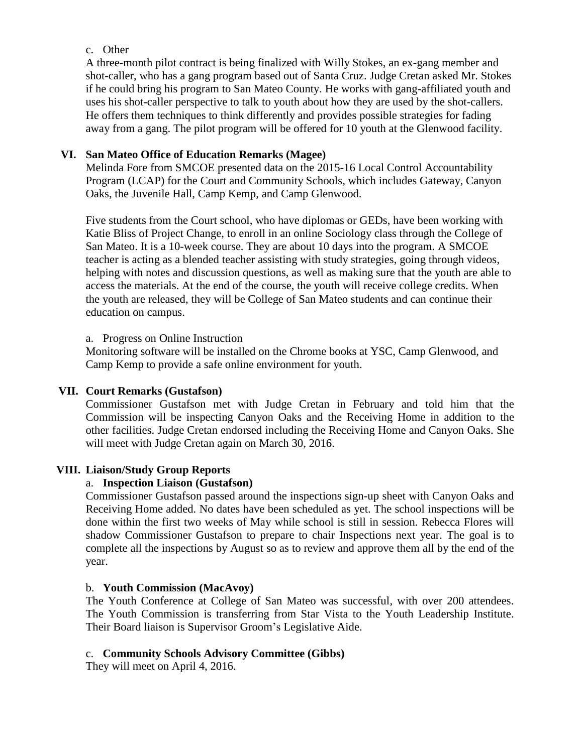c. Other

A three-month pilot contract is being finalized with Willy Stokes, an ex-gang member and shot-caller, who has a gang program based out of Santa Cruz. Judge Cretan asked Mr. Stokes if he could bring his program to San Mateo County. He works with gang-affiliated youth and uses his shot-caller perspective to talk to youth about how they are used by the shot-callers. He offers them techniques to think differently and provides possible strategies for fading away from a gang. The pilot program will be offered for 10 youth at the Glenwood facility.

## VI. San Mateo Office of Education Remarks (Magee)

Melinda Fore from SMCOE presented data on the 2015-16 Local Control Accountability Program (LCAP) for the Court and Community Schools, which includes Gateway, Canyon Oaks, the Juvenile Hall, Camp Kemp, and Camp Glenwood.

Five students from the Court school, who have diplomas or GEDs, have been working with Katie Bliss of Project Change, to enroll in an online Sociology class through the College of San Mateo. It is a 10-week course. They are about 10 days into the program. A SMCOE teacher is acting as a blended teacher assisting with study strategies, going through videos, helping with notes and discussion questions, as well as making sure that the youth are able to access the materials. At the end of the course, the youth will receive college credits. When the youth are released, they will be College of San Mateo students and can continue their education on campus.

a. Progress on Online Instruction

Monitoring software will be installed on the Chrome books at YSC, Camp Glenwood, and Camp Kemp to provide a safe online environment for youth.

## VII. Court Remarks (Gustafson)

Commissioner Gustafson met with Judge Cretan in February and told him that the Commission will be inspecting Canyon Oaks and the Receiving Home in addition to the other facilities. Judge Cretan endorsed including the Receiving Home and Canyon Oaks. She will meet with Judge Cretan again on March 30, 2016.

## VIII. Liaison/Study Group Reports

a. **Inspection Liaison (Gustafson)**

Commissioner Gustafson passed around the inspections sign-up sheet with Canyon Oaks and Receiving Home added. No dates have been scheduled as yet. The school inspections will be done within the first two weeks of May while school is still in session. Rebecca Flores will shadow Commissioner Gustafson to prepare to chair Inspections next year. The goal is to complete all the inspections by August so as to review and approve them all by the end of the year.

b. **Youth Commission (MacAvoy)**

The Youth Conference at College of San Mateo was successful, with over 200 attendees. The Youth Commission is transferring from Star Vista to the Youth Leadership Institute. Their Board liaison is Supervisor Groom's Legislative Aide.

c. **Community Schools Advisory Committee (Gibbs)**

They will meet on April 4, 2016.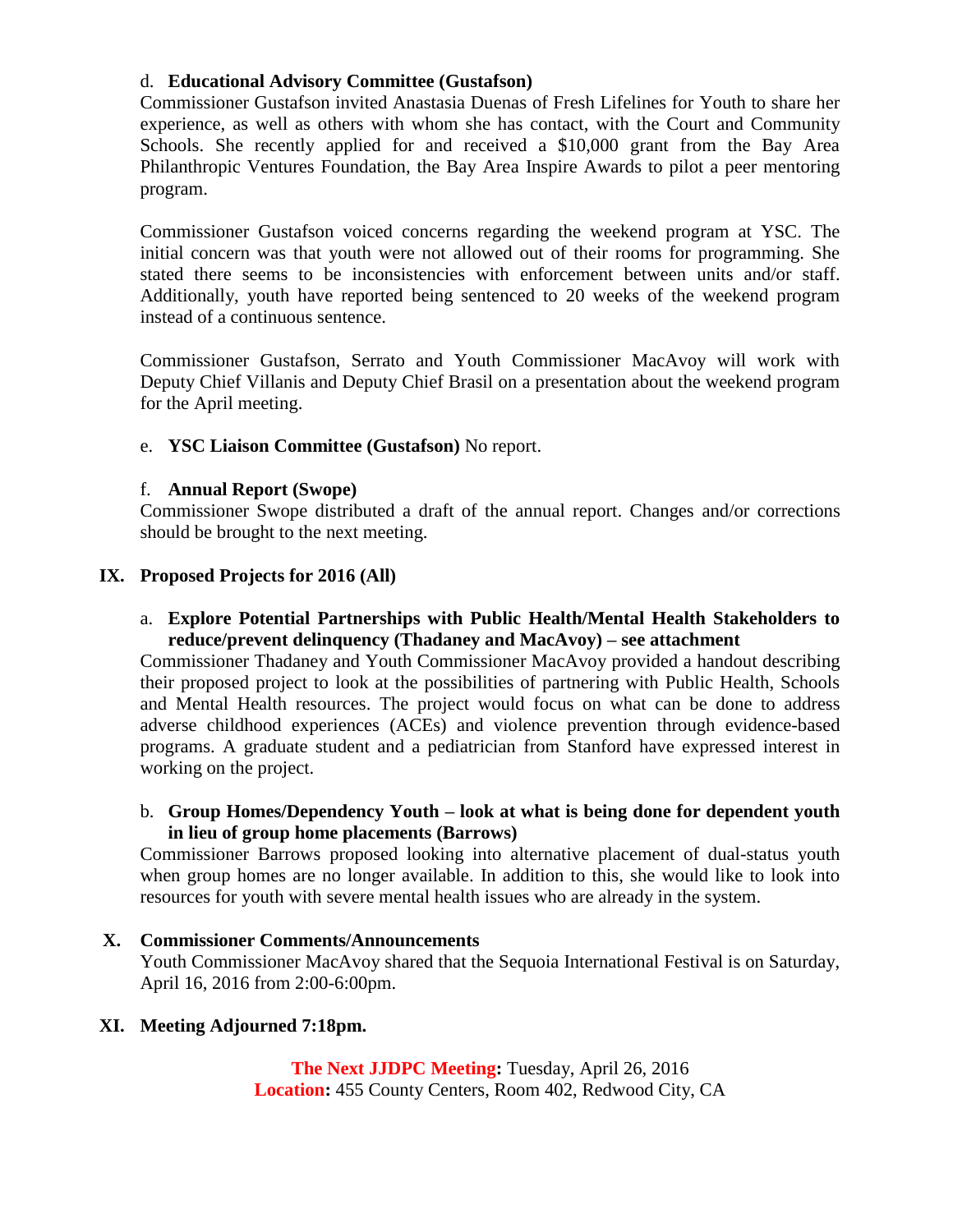d. **Educational Advisory Committee (Gustafson)**

Commissioner Gustafson invited Anastasia Duenas of Fresh Lifelines for Youth to share her experience, as well as others with whom she has contact, with the Court and Community Schools. She recently applied for and received a $10,000 grant from the Bay Area Philanthropic Ventures Foundation, the Bay Area Inspire Awards to pilot a peer mentoring program.

Commissioner Gustafson voiced concerns regarding the weekend program at YSC. The initial concern was that youth were not allowed out of their rooms for programming. She stated there seems to be inconsistencies with enforcement between units and/or staff. Additionally, youth have reported being sentenced to 20 weeks of the weekend program instead of a continuous sentence.

Commissioner Gustafson, Serrato and Youth Commissioner MacAvoy will work with Deputy Chief Villanis and Deputy Chief Brasil on a presentation about the weekend program for the April meeting.

e. **YSC Liaison Committee (Gustafson)** No report.

f. **Annual Report (Swope)**

Commissioner Swope distributed a draft of the annual report. Changes and/or corrections should be brought to the next meeting.

## IX. Proposed Projects for 2016 (All)

a. **Explore Potential Partnerships with Public Health/Mental Health Stakeholders to reduce/prevent delinquency (Thadaney and MacAvoy) – see attachment**

Commissioner Thadaney and Youth Commissioner MacAvoy provided a handout describing their proposed project to look at the possibilities of partnering with Public Health, Schools and Mental Health resources. The project would focus on what can be done to address adverse childhood experiences (ACEs) and violence prevention through evidence-based programs. A graduate student and a pediatrician from Stanford have expressed interest in working on the project.

b. **Group Homes/Dependency Youth – look at what is being done for dependent youth in lieu of group home placements (Barrows)**

Commissioner Barrows proposed looking into alternative placement of dual-status youth when group homes are no longer available. In addition to this, she would like to look into resources for youth with severe mental health issues who are already in the system.

## X. Commissioner Comments/Announcements

Youth Commissioner MacAvoy shared that the Sequoia International Festival is on Saturday, April 16, 2016 from 2:00-6:00pm.

## XI. Meeting Adjourned 7:18pm.

**The Next JJDPC Meeting:** Tuesday, April 26, 2016
**Location:** 455 County Centers, Room 402, Redwood City, CA